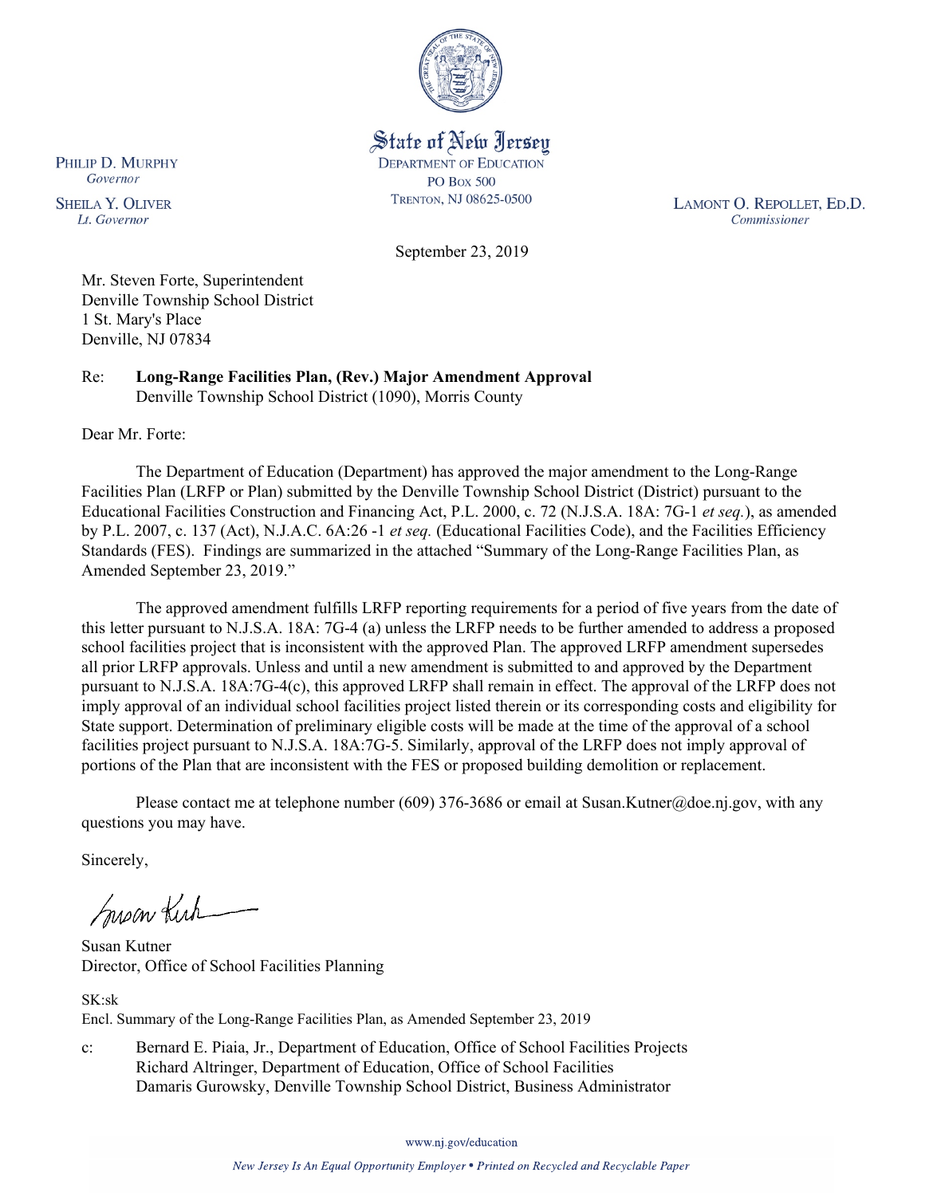State of New Jersey
DEPARTMENT OF EDUCATION
PO BOX 500
TRENTON, NJ 08625-0500

PHILIP D. MURPHY
*Governor*

SHEILA Y. OLIVER
*Lt. Governor*

LAMONT O. REPOLLET, ED.D.
*Commissioner*

September 23, 2019

Mr. Steven Forte, Superintendent
Denville Township School District
1 St. Mary's Place
Denville, NJ 07834

Re: **Long-Range Facilities Plan, (Rev.) Major Amendment Approval**
Denville Township School District (1090), Morris County

Dear Mr. Forte:

The Department of Education (Department) has approved the major amendment to the Long-Range Facilities Plan (LRFP or Plan) submitted by the Denville Township School District (District) pursuant to the Educational Facilities Construction and Financing Act, P.L. 2000, c. 72 (N.J.S.A. 18A: 7G-1 *et seq.*), as amended by P.L. 2007, c. 137 (Act), N.J.A.C. 6A:26 -1 *et seq.* (Educational Facilities Code), and the Facilities Efficiency Standards (FES). Findings are summarized in the attached "Summary of the Long-Range Facilities Plan, as Amended September 23, 2019."

The approved amendment fulfills LRFP reporting requirements for a period of five years from the date of this letter pursuant to N.J.S.A. 18A: 7G-4 (a) unless the LRFP needs to be further amended to address a proposed school facilities project that is inconsistent with the approved Plan. The approved LRFP amendment supersedes all prior LRFP approvals. Unless and until a new amendment is submitted to and approved by the Department pursuant to N.J.S.A. 18A:7G-4(c), this approved LRFP shall remain in effect. The approval of the LRFP does not imply approval of an individual school facilities project listed therein or its corresponding costs and eligibility for State support. Determination of preliminary eligible costs will be made at the time of the approval of a school facilities project pursuant to N.J.S.A. 18A:7G-5. Similarly, approval of the LRFP does not imply approval of portions of the Plan that are inconsistent with the FES or proposed building demolition or replacement.

Please contact me at telephone number (609) 376-3686 or email at Susan.Kutner@doe.nj.gov, with any questions you may have.

Sincerely,

Susan Kutner
Director, Office of School Facilities Planning

SK:sk
Encl. Summary of the Long-Range Facilities Plan, as Amended September 23, 2019

c: Bernard E. Piaia, Jr., Department of Education, Office of School Facilities Projects
Richard Altringer, Department of Education, Office of School Facilities
Damaris Gurowsky, Denville Township School District, Business Administrator

www.nj.gov/education

*New Jersey Is An Equal Opportunity Employer • Printed on Recycled and Recyclable Paper*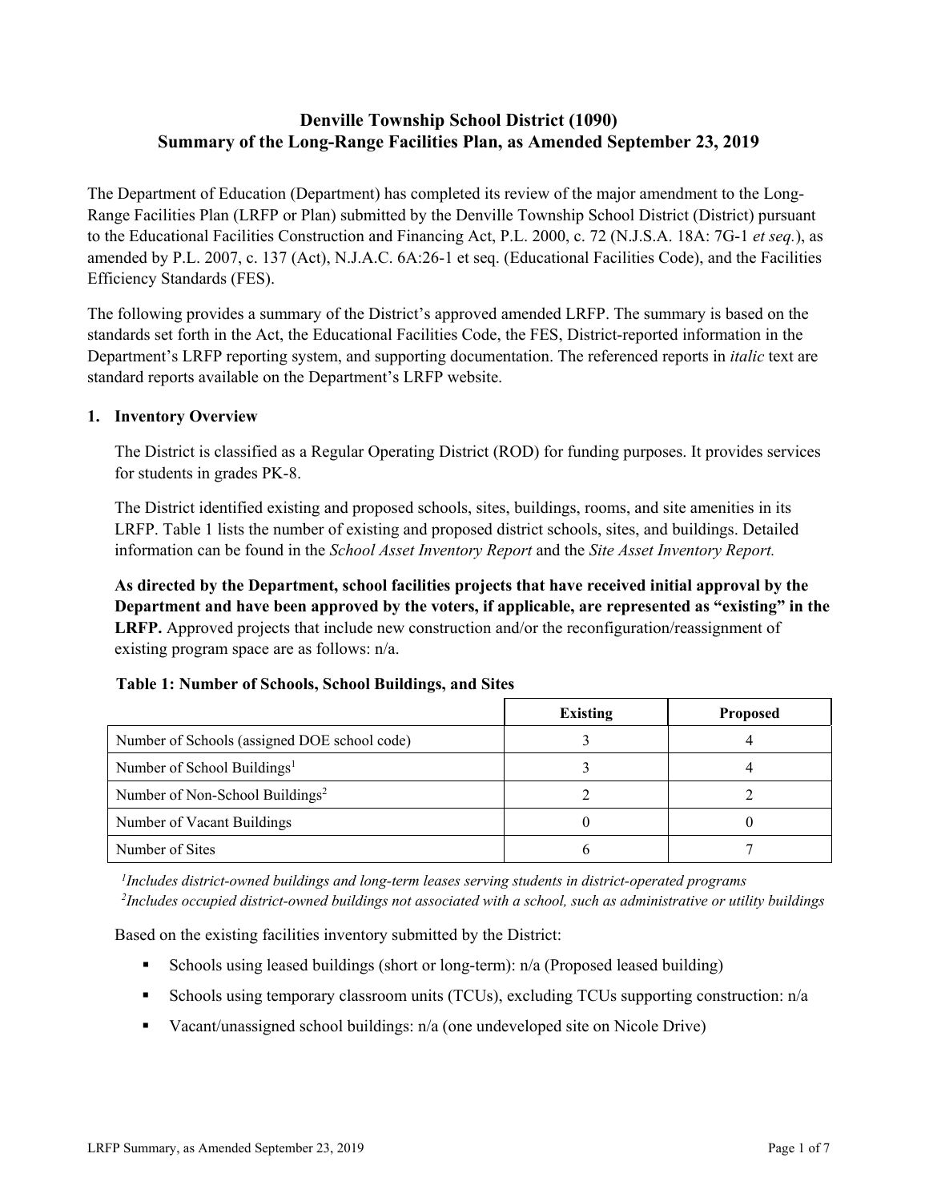# Denville Township School District (1090)
# Summary of the Long-Range Facilities Plan, as Amended September 23, 2019

The Department of Education (Department) has completed its review of the major amendment to the Long-Range Facilities Plan (LRFP or Plan) submitted by the Denville Township School District (District) pursuant to the Educational Facilities Construction and Financing Act, P.L. 2000, c. 72 (N.J.S.A. 18A: 7G-1 *et seq.*), as amended by P.L. 2007, c. 137 (Act), N.J.A.C. 6A:26-1 et seq. (Educational Facilities Code), and the Facilities Efficiency Standards (FES).

The following provides a summary of the District's approved amended LRFP. The summary is based on the standards set forth in the Act, the Educational Facilities Code, the FES, District-reported information in the Department's LRFP reporting system, and supporting documentation. The referenced reports in *italic* text are standard reports available on the Department's LRFP website.

## 1. Inventory Overview

The District is classified as a Regular Operating District (ROD) for funding purposes. It provides services for students in grades PK-8.

The District identified existing and proposed schools, sites, buildings, rooms, and site amenities in its LRFP. Table 1 lists the number of existing and proposed district schools, sites, and buildings. Detailed information can be found in the *School Asset Inventory Report* and the *Site Asset Inventory Report.*

**As directed by the Department, school facilities projects that have received initial approval by the Department and have been approved by the voters, if applicable, are represented as "existing" in the LRFP.** Approved projects that include new construction and/or the reconfiguration/reassignment of existing program space are as follows: n/a.

**Table 1: Number of Schools, School Buildings, and Sites**

| | Existing | Proposed |
|---|---|---|
| Number of Schools (assigned DOE school code) | 3 | 4 |
| Number of School Buildings[1] | 3 | 4 |
| Number of Non-School Buildings[2] | 2 | 2 |
| Number of Vacant Buildings | 0 | 0 |
| Number of Sites | 6 | 7 |

*[1]Includes district-owned buildings and long-term leases serving students in district-operated programs*
*[2]Includes occupied district-owned buildings not associated with a school, such as administrative or utility buildings*

Based on the existing facilities inventory submitted by the District:

- Schools using leased buildings (short or long-term): n/a (Proposed leased building)
- Schools using temporary classroom units (TCUs), excluding TCUs supporting construction: n/a
- Vacant/unassigned school buildings: n/a (one undeveloped site on Nicole Drive)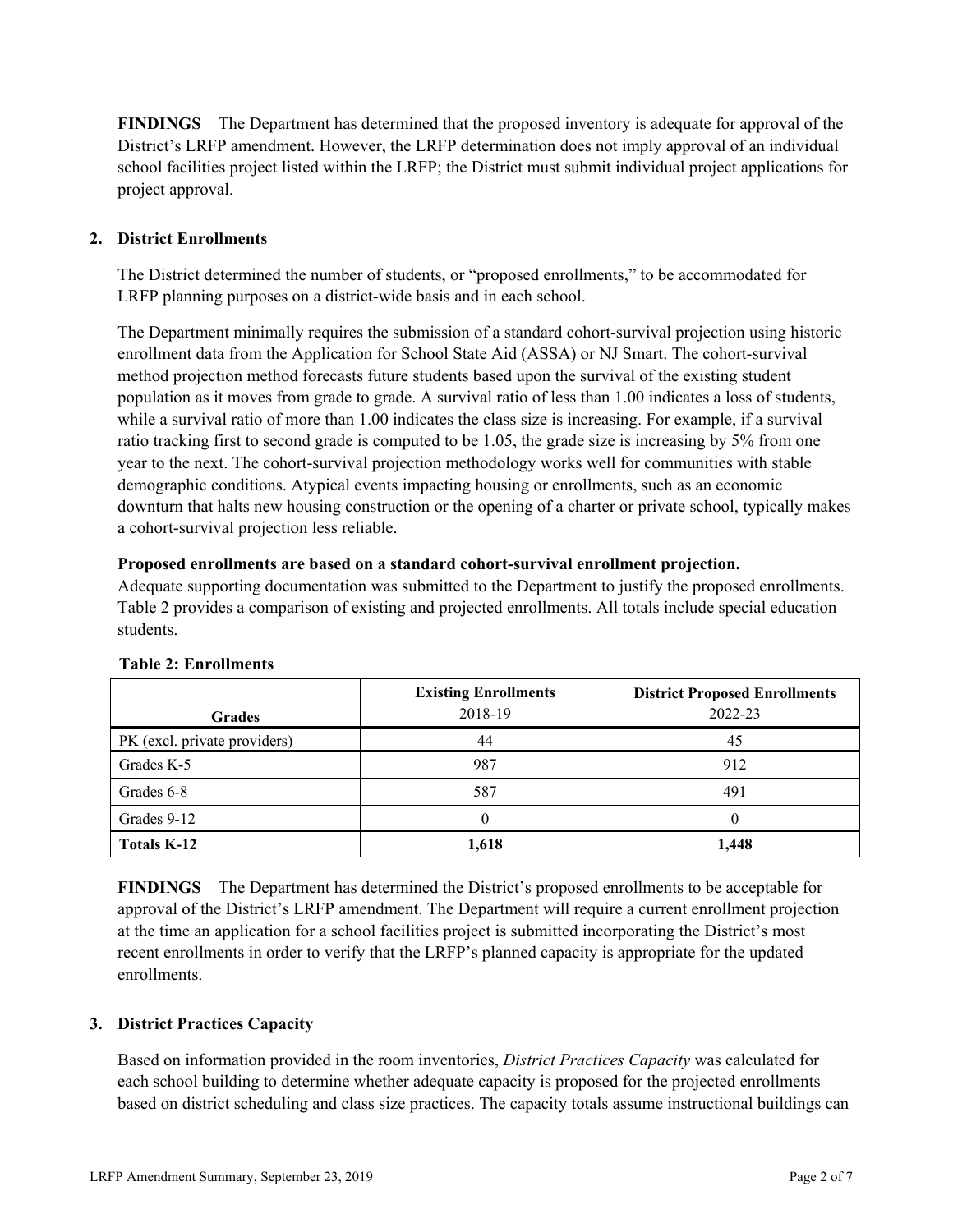**FINDINGS** The Department has determined that the proposed inventory is adequate for approval of the District's LRFP amendment. However, the LRFP determination does not imply approval of an individual school facilities project listed within the LRFP; the District must submit individual project applications for project approval.

## 2. District Enrollments

The District determined the number of students, or "proposed enrollments," to be accommodated for LRFP planning purposes on a district-wide basis and in each school.

The Department minimally requires the submission of a standard cohort-survival projection using historic enrollment data from the Application for School State Aid (ASSA) or NJ Smart. The cohort-survival method projection method forecasts future students based upon the survival of the existing student population as it moves from grade to grade. A survival ratio of less than 1.00 indicates a loss of students, while a survival ratio of more than 1.00 indicates the class size is increasing. For example, if a survival ratio tracking first to second grade is computed to be 1.05, the grade size is increasing by 5% from one year to the next. The cohort-survival projection methodology works well for communities with stable demographic conditions. Atypical events impacting housing or enrollments, such as an economic downturn that halts new housing construction or the opening of a charter or private school, typically makes a cohort-survival projection less reliable.

**Proposed enrollments are based on a standard cohort-survival enrollment projection.**
Adequate supporting documentation was submitted to the Department to justify the proposed enrollments. Table 2 provides a comparison of existing and projected enrollments. All totals include special education students.

**Table 2: Enrollments**

| Grades | Existing Enrollments 2018-19 | District Proposed Enrollments 2022-23 |
|---|---|---|
| PK (excl. private providers) | 44 | 45 |
| Grades K-5 | 987 | 912 |
| Grades 6-8 | 587 | 491 |
| Grades 9-12 | 0 | 0 |
| **Totals K-12** | **1,618** | **1,448** |

**FINDINGS** The Department has determined the District's proposed enrollments to be acceptable for approval of the District's LRFP amendment. The Department will require a current enrollment projection at the time an application for a school facilities project is submitted incorporating the District's most recent enrollments in order to verify that the LRFP's planned capacity is appropriate for the updated enrollments.

## 3. District Practices Capacity

Based on information provided in the room inventories, *District Practices Capacity* was calculated for each school building to determine whether adequate capacity is proposed for the projected enrollments based on district scheduling and class size practices. The capacity totals assume instructional buildings can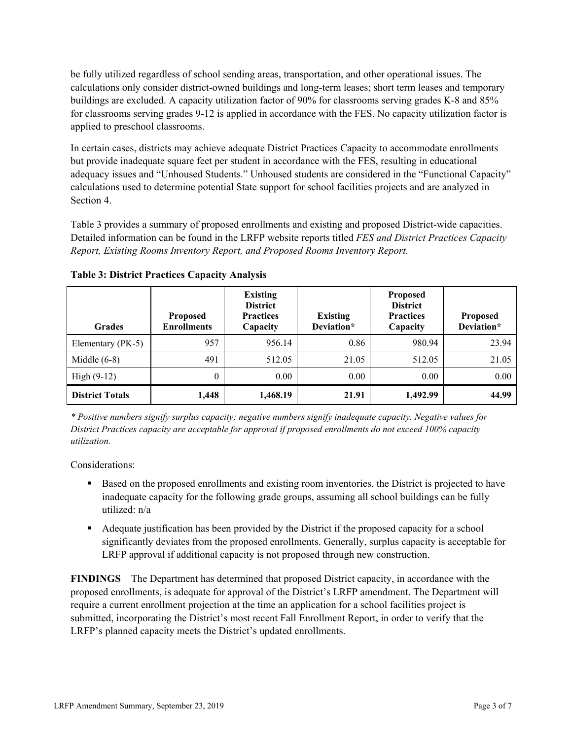be fully utilized regardless of school sending areas, transportation, and other operational issues. The calculations only consider district-owned buildings and long-term leases; short term leases and temporary buildings are excluded. A capacity utilization factor of 90% for classrooms serving grades K-8 and 85% for classrooms serving grades 9-12 is applied in accordance with the FES. No capacity utilization factor is applied to preschool classrooms.

In certain cases, districts may achieve adequate District Practices Capacity to accommodate enrollments but provide inadequate square feet per student in accordance with the FES, resulting in educational adequacy issues and "Unhoused Students." Unhoused students are considered in the "Functional Capacity" calculations used to determine potential State support for school facilities projects and are analyzed in Section 4.

Table 3 provides a summary of proposed enrollments and existing and proposed District-wide capacities. Detailed information can be found in the LRFP website reports titled *FES and District Practices Capacity Report, Existing Rooms Inventory Report, and Proposed Rooms Inventory Report.*

**Table 3: District Practices Capacity Analysis**

| Grades | Proposed Enrollments | Existing District Practices Capacity | Existing Deviation* | Proposed District Practices Capacity | Proposed Deviation* |
|---|---|---|---|---|---|
| Elementary (PK-5) | 957 | 956.14 | 0.86 | 980.94 | 23.94 |
| Middle (6-8) | 491 | 512.05 | 21.05 | 512.05 | 21.05 |
| High (9-12) | 0 | 0.00 | 0.00 | 0.00 | 0.00 |
| **District Totals** | **1,448** | **1,468.19** | **21.91** | **1,492.99** | **44.99** |

*\* Positive numbers signify surplus capacity; negative numbers signify inadequate capacity. Negative values for District Practices capacity are acceptable for approval if proposed enrollments do not exceed 100% capacity utilization.*

Considerations:

- Based on the proposed enrollments and existing room inventories, the District is projected to have inadequate capacity for the following grade groups, assuming all school buildings can be fully utilized: n/a
- Adequate justification has been provided by the District if the proposed capacity for a school significantly deviates from the proposed enrollments. Generally, surplus capacity is acceptable for LRFP approval if additional capacity is not proposed through new construction.

**FINDINGS** The Department has determined that proposed District capacity, in accordance with the proposed enrollments, is adequate for approval of the District's LRFP amendment. The Department will require a current enrollment projection at the time an application for a school facilities project is submitted, incorporating the District's most recent Fall Enrollment Report, in order to verify that the LRFP's planned capacity meets the District's updated enrollments.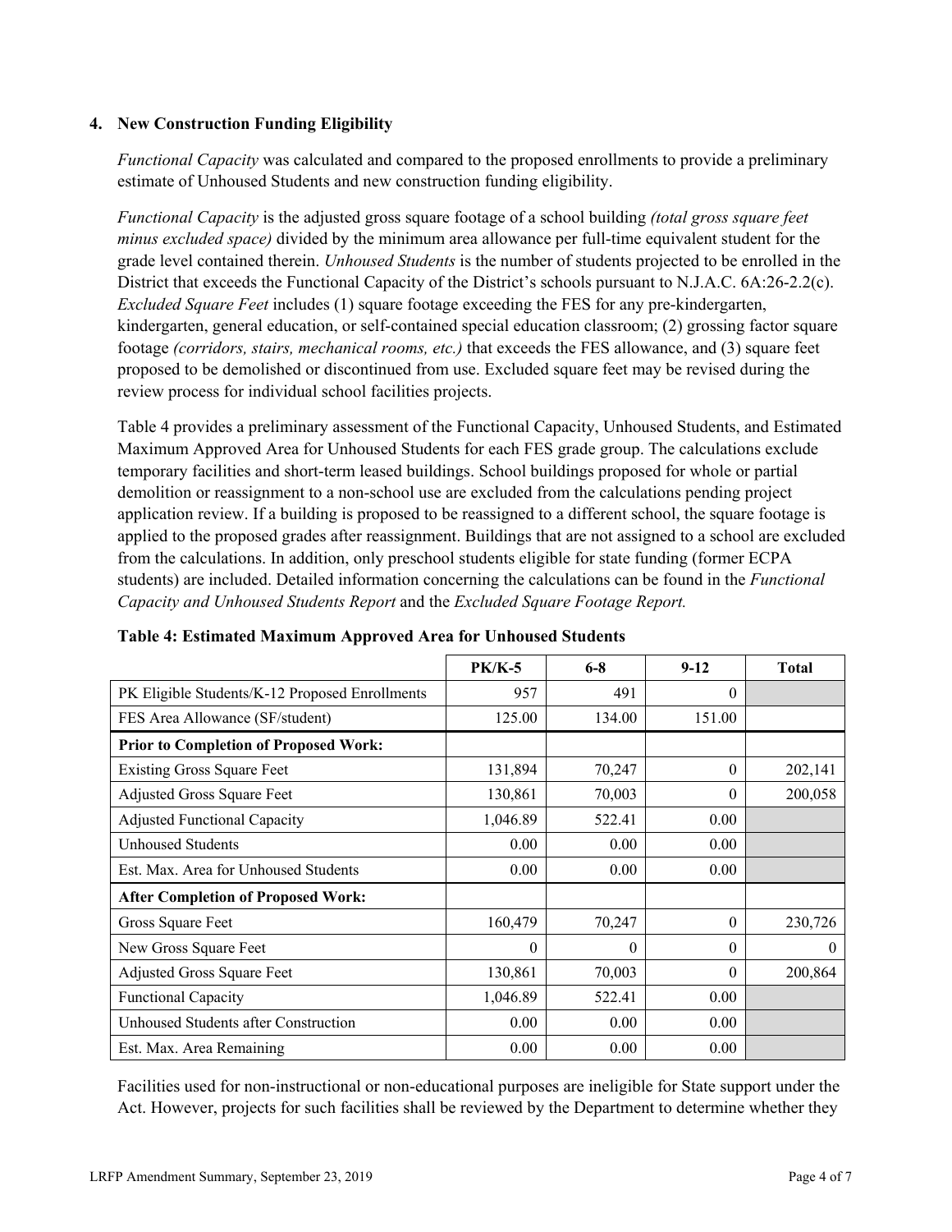### 4. New Construction Funding Eligibility

*Functional Capacity* was calculated and compared to the proposed enrollments to provide a preliminary estimate of Unhoused Students and new construction funding eligibility.

*Functional Capacity* is the adjusted gross square footage of a school building *(total gross square feet minus excluded space)* divided by the minimum area allowance per full-time equivalent student for the grade level contained therein. *Unhoused Students* is the number of students projected to be enrolled in the District that exceeds the Functional Capacity of the District's schools pursuant to N.J.A.C. 6A:26-2.2(c). *Excluded Square Feet* includes (1) square footage exceeding the FES for any pre-kindergarten, kindergarten, general education, or self-contained special education classroom; (2) grossing factor square footage *(corridors, stairs, mechanical rooms, etc.)* that exceeds the FES allowance, and (3) square feet proposed to be demolished or discontinued from use. Excluded square feet may be revised during the review process for individual school facilities projects.

Table 4 provides a preliminary assessment of the Functional Capacity, Unhoused Students, and Estimated Maximum Approved Area for Unhoused Students for each FES grade group. The calculations exclude temporary facilities and short-term leased buildings. School buildings proposed for whole or partial demolition or reassignment to a non-school use are excluded from the calculations pending project application review. If a building is proposed to be reassigned to a different school, the square footage is applied to the proposed grades after reassignment. Buildings that are not assigned to a school are excluded from the calculations. In addition, only preschool students eligible for state funding (former ECPA students) are included. Detailed information concerning the calculations can be found in the *Functional Capacity and Unhoused Students Report* and the *Excluded Square Footage Report.*

**Table 4: Estimated Maximum Approved Area for Unhoused Students**

| | PK/K-5 | 6-8 | 9-12 | Total |
|---|---|---|---|---|
| PK Eligible Students/K-12 Proposed Enrollments | 957 | 491 | 0 | |
| FES Area Allowance (SF/student) | 125.00 | 134.00 | 151.00 | |
| **Prior to Completion of Proposed Work:** | | | | |
| Existing Gross Square Feet | 131,894 | 70,247 | 0 | 202,141 |
| Adjusted Gross Square Feet | 130,861 | 70,003 | 0 | 200,058 |
| Adjusted Functional Capacity | 1,046.89 | 522.41 | 0.00 | |
| Unhoused Students | 0.00 | 0.00 | 0.00 | |
| Est. Max. Area for Unhoused Students | 0.00 | 0.00 | 0.00 | |
| **After Completion of Proposed Work:** | | | | |
| Gross Square Feet | 160,479 | 70,247 | 0 | 230,726 |
| New Gross Square Feet | 0 | 0 | 0 | 0 |
| Adjusted Gross Square Feet | 130,861 | 70,003 | 0 | 200,864 |
| Functional Capacity | 1,046.89 | 522.41 | 0.00 | |
| Unhoused Students after Construction | 0.00 | 0.00 | 0.00 | |
| Est. Max. Area Remaining | 0.00 | 0.00 | 0.00 | |

Facilities used for non-instructional or non-educational purposes are ineligible for State support under the Act. However, projects for such facilities shall be reviewed by the Department to determine whether they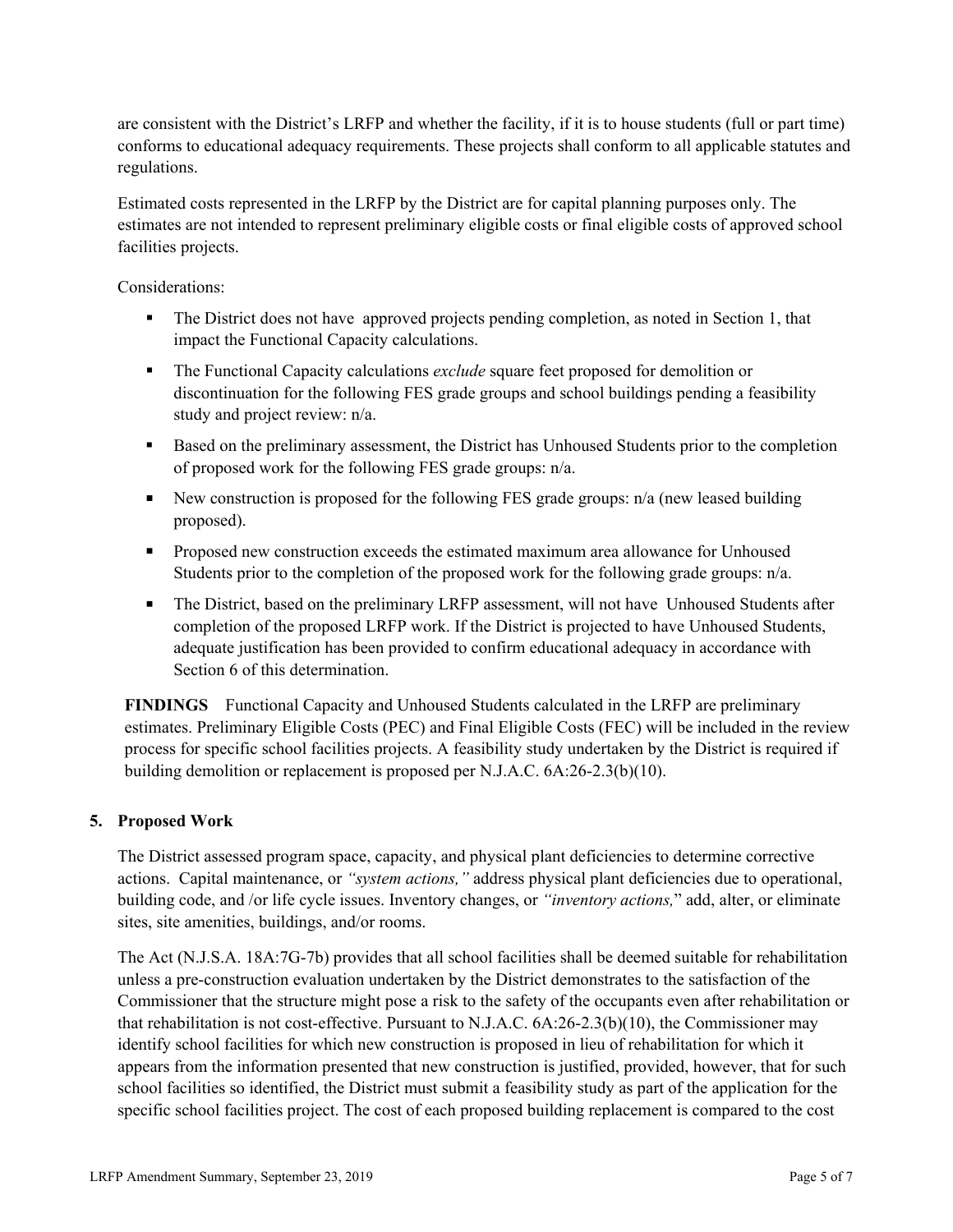are consistent with the District's LRFP and whether the facility, if it is to house students (full or part time) conforms to educational adequacy requirements. These projects shall conform to all applicable statutes and regulations.

Estimated costs represented in the LRFP by the District are for capital planning purposes only. The estimates are not intended to represent preliminary eligible costs or final eligible costs of approved school facilities projects.

Considerations:

- The District does not have approved projects pending completion, as noted in Section 1, that impact the Functional Capacity calculations.
- The Functional Capacity calculations *exclude* square feet proposed for demolition or discontinuation for the following FES grade groups and school buildings pending a feasibility study and project review: n/a.
- Based on the preliminary assessment, the District has Unhoused Students prior to the completion of proposed work for the following FES grade groups: n/a.
- New construction is proposed for the following FES grade groups: n/a (new leased building proposed).
- Proposed new construction exceeds the estimated maximum area allowance for Unhoused Students prior to the completion of the proposed work for the following grade groups: n/a.
- The District, based on the preliminary LRFP assessment, will not have Unhoused Students after completion of the proposed LRFP work. If the District is projected to have Unhoused Students, adequate justification has been provided to confirm educational adequacy in accordance with Section 6 of this determination.

**FINDINGS** Functional Capacity and Unhoused Students calculated in the LRFP are preliminary estimates. Preliminary Eligible Costs (PEC) and Final Eligible Costs (FEC) will be included in the review process for specific school facilities projects. A feasibility study undertaken by the District is required if building demolition or replacement is proposed per N.J.A.C. 6A:26-2.3(b)(10).

## 5. Proposed Work

The District assessed program space, capacity, and physical plant deficiencies to determine corrective actions. Capital maintenance, or *"system actions,"* address physical plant deficiencies due to operational, building code, and /or life cycle issues. Inventory changes, or *"inventory actions,"* add, alter, or eliminate sites, site amenities, buildings, and/or rooms.

The Act (N.J.S.A. 18A:7G-7b) provides that all school facilities shall be deemed suitable for rehabilitation unless a pre-construction evaluation undertaken by the District demonstrates to the satisfaction of the Commissioner that the structure might pose a risk to the safety of the occupants even after rehabilitation or that rehabilitation is not cost-effective. Pursuant to N.J.A.C. 6A:26-2.3(b)(10), the Commissioner may identify school facilities for which new construction is proposed in lieu of rehabilitation for which it appears from the information presented that new construction is justified, provided, however, that for such school facilities so identified, the District must submit a feasibility study as part of the application for the specific school facilities project. The cost of each proposed building replacement is compared to the cost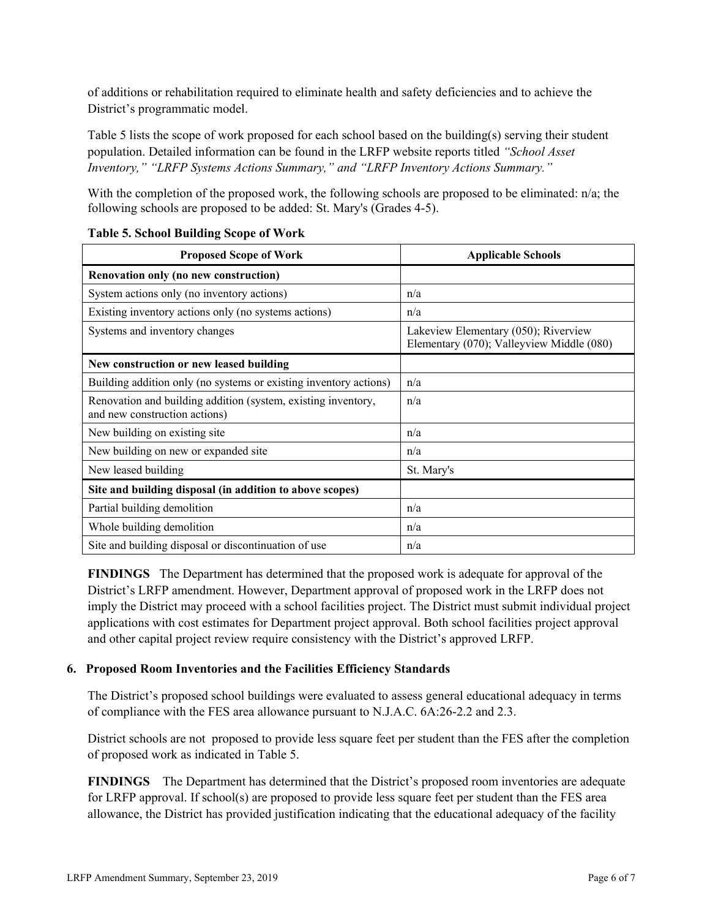of additions or rehabilitation required to eliminate health and safety deficiencies and to achieve the District's programmatic model.

Table 5 lists the scope of work proposed for each school based on the building(s) serving their student population. Detailed information can be found in the LRFP website reports titled *"School Asset Inventory," "LRFP Systems Actions Summary," and "LRFP Inventory Actions Summary."*

With the completion of the proposed work, the following schools are proposed to be eliminated: n/a; the following schools are proposed to be added: St. Mary's (Grades 4-5).

**Table 5. School Building Scope of Work**

| Proposed Scope of Work | Applicable Schools |
|---|---|
| **Renovation only (no new construction)** | |
| System actions only (no inventory actions) | n/a |
| Existing inventory actions only (no systems actions) | n/a |
| Systems and inventory changes | Lakeview Elementary (050); Riverview Elementary (070); Valleyview Middle (080) |
| **New construction or new leased building** | |
| Building addition only (no systems or existing inventory actions) | n/a |
| Renovation and building addition (system, existing inventory, and new construction actions) | n/a |
| New building on existing site | n/a |
| New building on new or expanded site | n/a |
| New leased building | St. Mary's |
| **Site and building disposal (in addition to above scopes)** | |
| Partial building demolition | n/a |
| Whole building demolition | n/a |
| Site and building disposal or discontinuation of use | n/a |

**FINDINGS** The Department has determined that the proposed work is adequate for approval of the District's LRFP amendment. However, Department approval of proposed work in the LRFP does not imply the District may proceed with a school facilities project. The District must submit individual project applications with cost estimates for Department project approval. Both school facilities project approval and other capital project review require consistency with the District's approved LRFP.

### 6. Proposed Room Inventories and the Facilities Efficiency Standards

The District's proposed school buildings were evaluated to assess general educational adequacy in terms of compliance with the FES area allowance pursuant to N.J.A.C. 6A:26-2.2 and 2.3.

District schools are not proposed to provide less square feet per student than the FES after the completion of proposed work as indicated in Table 5.

**FINDINGS** The Department has determined that the District's proposed room inventories are adequate for LRFP approval. If school(s) are proposed to provide less square feet per student than the FES area allowance, the District has provided justification indicating that the educational adequacy of the facility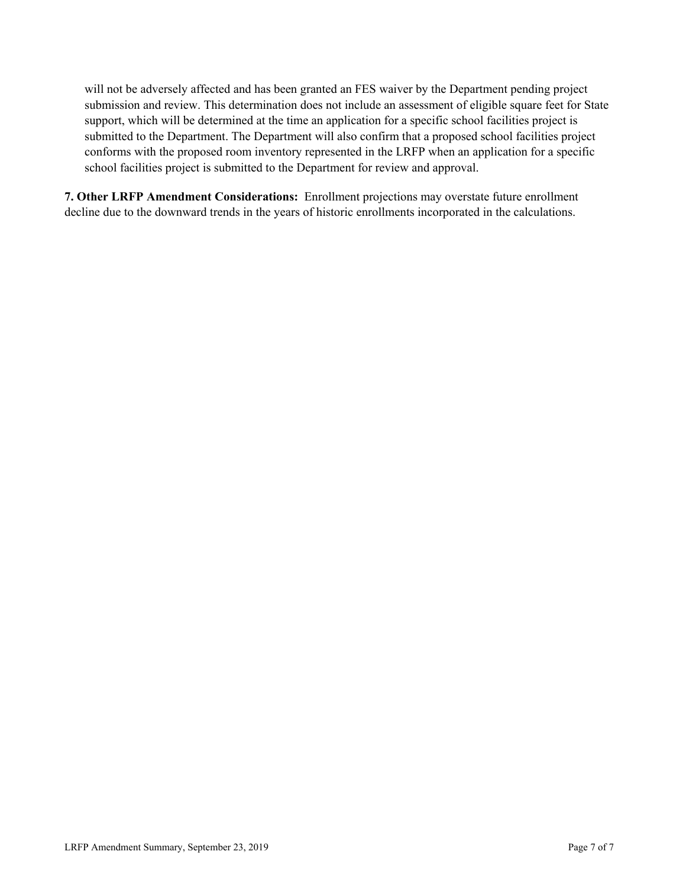will not be adversely affected and has been granted an FES waiver by the Department pending project submission and review. This determination does not include an assessment of eligible square feet for State support, which will be determined at the time an application for a specific school facilities project is submitted to the Department. The Department will also confirm that a proposed school facilities project conforms with the proposed room inventory represented in the LRFP when an application for a specific school facilities project is submitted to the Department for review and approval.

**7. Other LRFP Amendment Considerations:** Enrollment projections may overstate future enrollment decline due to the downward trends in the years of historic enrollments incorporated in the calculations.